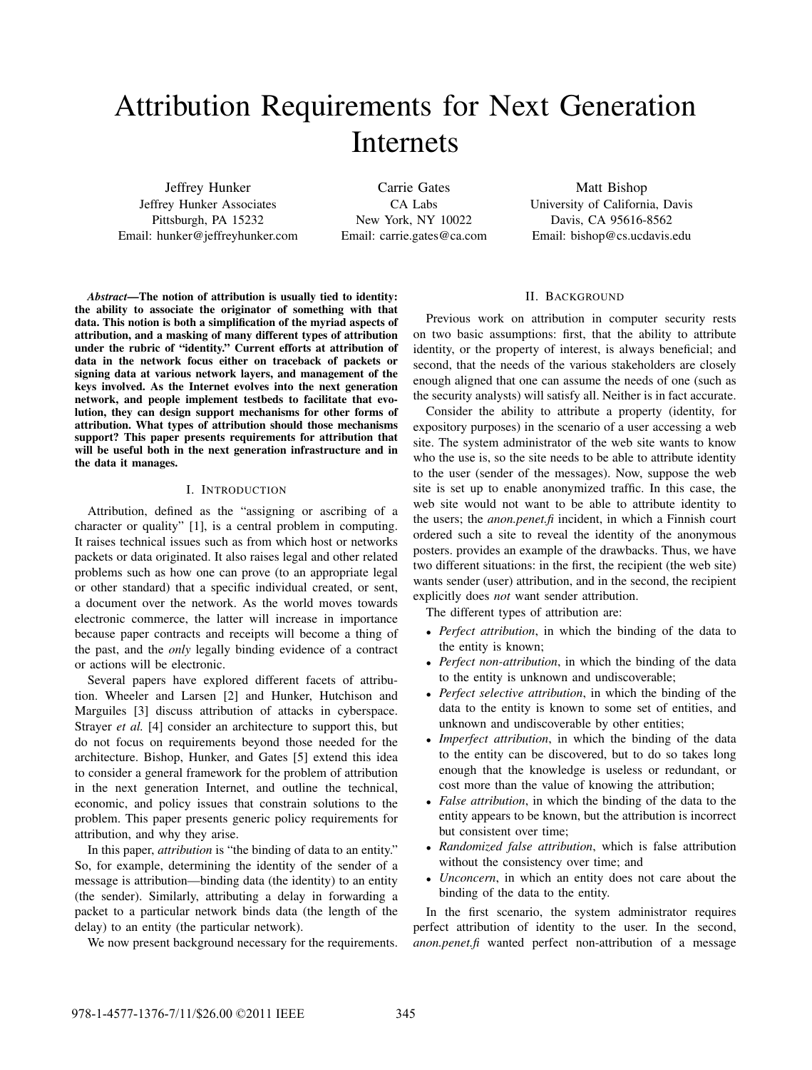# Attribution Requirements for Next Generation Internets

Jeffrey Hunker
Jeffrey Hunker Associates
Pittsburgh, PA 15232
Email: hunker@jeffreyhunker.com

Carrie Gates
CA Labs
New York, NY 10022
Email: carrie.gates@ca.com

Matt Bishop
University of California, Davis
Davis, CA 95616-8562
Email: bishop@cs.ucdavis.edu

***Abstract*—The notion of attribution is usually tied to identity: the ability to associate the originator of something with that data. This notion is both a simplification of the myriad aspects of attribution, and a masking of many different types of attribution under the rubric of "identity." Current efforts at attribution of data in the network focus either on traceback of packets or signing data at various network layers, and management of the keys involved. As the Internet evolves into the next generation network, and people implement testbeds to facilitate that evolution, they can design support mechanisms for other forms of attribution. What types of attribution should those mechanisms support? This paper presents requirements for attribution that will be useful both in the next generation infrastructure and in the data it manages.**

## I. Introduction

Attribution, defined as the "assigning or ascribing of a character or quality" [1], is a central problem in computing. It raises technical issues such as from which host or networks packets or data originated. It also raises legal and other related problems such as how one can prove (to an appropriate legal or other standard) that a specific individual created, or sent, a document over the network. As the world moves towards electronic commerce, the latter will increase in importance because paper contracts and receipts will become a thing of the past, and the *only* legally binding evidence of a contract or actions will be electronic.

Several papers have explored different facets of attribution. Wheeler and Larsen [2] and Hunker, Hutchison and Marguiles [3] discuss attribution of attacks in cyberspace. Strayer *et al.* [4] consider an architecture to support this, but do not focus on requirements beyond those needed for the architecture. Bishop, Hunker, and Gates [5] extend this idea to consider a general framework for the problem of attribution in the next generation Internet, and outline the technical, economic, and policy issues that constrain solutions to the problem. This paper presents generic policy requirements for attribution, and why they arise.

In this paper, *attribution* is "the binding of data to an entity." So, for example, determining the identity of the sender of a message is attribution—binding data (the identity) to an entity (the sender). Similarly, attributing a delay in forwarding a packet to a particular network binds data (the length of the delay) to an entity (the particular network).

We now present background necessary for the requirements.

## II. Background

Previous work on attribution in computer security rests on two basic assumptions: first, that the ability to attribute identity, or the property of interest, is always beneficial; and second, that the needs of the various stakeholders are closely enough aligned that one can assume the needs of one (such as the security analysts) will satisfy all. Neither is in fact accurate.

Consider the ability to attribute a property (identity, for expository purposes) in the scenario of a user accessing a web site. The system administrator of the web site wants to know who the use is, so the site needs to be able to attribute identity to the user (sender of the messages). Now, suppose the web site is set up to enable anonymized traffic. In this case, the web site would not want to be able to attribute identity to the users; the *anon.penet.fi* incident, in which a Finnish court ordered such a site to reveal the identity of the anonymous posters. provides an example of the drawbacks. Thus, we have two different situations: in the first, the recipient (the web site) wants sender (user) attribution, and in the second, the recipient explicitly does *not* want sender attribution.

The different types of attribution are:

- *Perfect attribution*, in which the binding of the data to the entity is known;
- *Perfect non-attribution*, in which the binding of the data to the entity is unknown and undiscoverable;
- *Perfect selective attribution*, in which the binding of the data to the entity is known to some set of entities, and unknown and undiscoverable by other entities;
- *Imperfect attribution*, in which the binding of the data to the entity can be discovered, but to do so takes long enough that the knowledge is useless or redundant, or cost more than the value of knowing the attribution;
- *False attribution*, in which the binding of the data to the entity appears to be known, but the attribution is incorrect but consistent over time;
- *Randomized false attribution*, which is false attribution without the consistency over time; and
- *Unconcern*, in which an entity does not care about the binding of the data to the entity.

In the first scenario, the system administrator requires perfect attribution of identity to the user. In the second, *anon.penet.fi* wanted perfect non-attribution of a message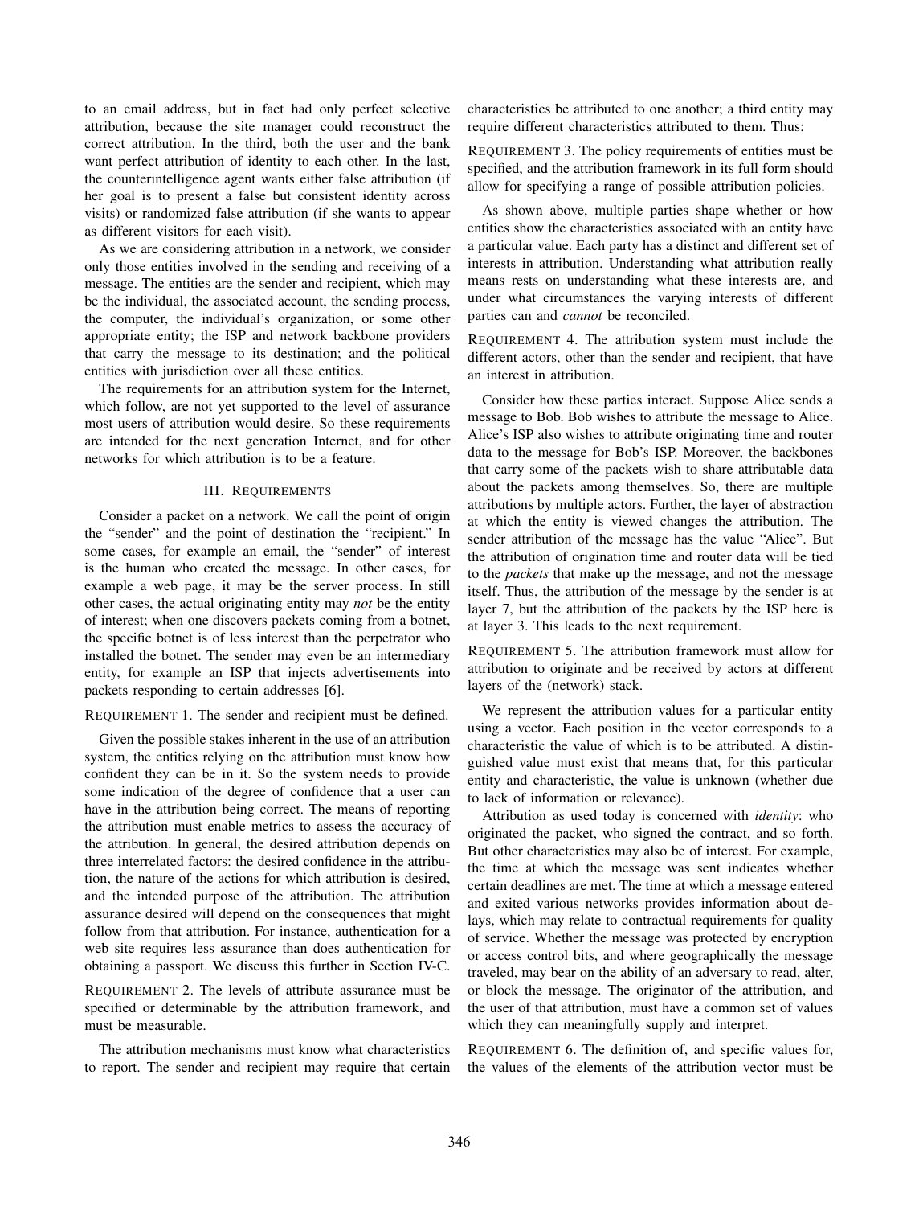to an email address, but in fact had only perfect selective attribution, because the site manager could reconstruct the correct attribution. In the third, both the user and the bank want perfect attribution of identity to each other. In the last, the counterintelligence agent wants either false attribution (if her goal is to present a false but consistent identity across visits) or randomized false attribution (if she wants to appear as different visitors for each visit).

As we are considering attribution in a network, we consider only those entities involved in the sending and receiving of a message. The entities are the sender and recipient, which may be the individual, the associated account, the sending process, the computer, the individual's organization, or some other appropriate entity; the ISP and network backbone providers that carry the message to its destination; and the political entities with jurisdiction over all these entities.

The requirements for an attribution system for the Internet, which follow, are not yet supported to the level of assurance most users of attribution would desire. So these requirements are intended for the next generation Internet, and for other networks for which attribution is to be a feature.

## III. Requirements

Consider a packet on a network. We call the point of origin the "sender" and the point of destination the "recipient." In some cases, for example an email, the "sender" of interest is the human who created the message. In other cases, for example a web page, it may be the server process. In still other cases, the actual originating entity may *not* be the entity of interest; when one discovers packets coming from a botnet, the specific botnet is of less interest than the perpetrator who installed the botnet. The sender may even be an intermediary entity, for example an ISP that injects advertisements into packets responding to certain addresses [6].

Requirement 1. The sender and recipient must be defined.

Given the possible stakes inherent in the use of an attribution system, the entities relying on the attribution must know how confident they can be in it. So the system needs to provide some indication of the degree of confidence that a user can have in the attribution being correct. The means of reporting the attribution must enable metrics to assess the accuracy of the attribution. In general, the desired attribution depends on three interrelated factors: the desired confidence in the attribution, the nature of the actions for which attribution is desired, and the intended purpose of the attribution. The attribution assurance desired will depend on the consequences that might follow from that attribution. For instance, authentication for a web site requires less assurance than does authentication for obtaining a passport. We discuss this further in Section IV-C.

Requirement 2. The levels of attribute assurance must be specified or determinable by the attribution framework, and must be measurable.

The attribution mechanisms must know what characteristics to report. The sender and recipient may require that certain characteristics be attributed to one another; a third entity may require different characteristics attributed to them. Thus:

Requirement 3. The policy requirements of entities must be specified, and the attribution framework in its full form should allow for specifying a range of possible attribution policies.

As shown above, multiple parties shape whether or how entities show the characteristics associated with an entity have a particular value. Each party has a distinct and different set of interests in attribution. Understanding what attribution really means rests on understanding what these interests are, and under what circumstances the varying interests of different parties can and *cannot* be reconciled.

Requirement 4. The attribution system must include the different actors, other than the sender and recipient, that have an interest in attribution.

Consider how these parties interact. Suppose Alice sends a message to Bob. Bob wishes to attribute the message to Alice. Alice's ISP also wishes to attribute originating time and router data to the message for Bob's ISP. Moreover, the backbones that carry some of the packets wish to share attributable data about the packets among themselves. So, there are multiple attributions by multiple actors. Further, the layer of abstraction at which the entity is viewed changes the attribution. The sender attribution of the message has the value "Alice". But the attribution of origination time and router data will be tied to the *packets* that make up the message, and not the message itself. Thus, the attribution of the message by the sender is at layer 7, but the attribution of the packets by the ISP here is at layer 3. This leads to the next requirement.

Requirement 5. The attribution framework must allow for attribution to originate and be received by actors at different layers of the (network) stack.

We represent the attribution values for a particular entity using a vector. Each position in the vector corresponds to a characteristic the value of which is to be attributed. A distinguished value must exist that means that, for this particular entity and characteristic, the value is unknown (whether due to lack of information or relevance).

Attribution as used today is concerned with *identity*: who originated the packet, who signed the contract, and so forth. But other characteristics may also be of interest. For example, the time at which the message was sent indicates whether certain deadlines are met. The time at which a message entered and exited various networks provides information about delays, which may relate to contractual requirements for quality of service. Whether the message was protected by encryption or access control bits, and where geographically the message traveled, may bear on the ability of an adversary to read, alter, or block the message. The originator of the attribution, and the user of that attribution, must have a common set of values which they can meaningfully supply and interpret.

Requirement 6. The definition of, and specific values for, the values of the elements of the attribution vector must be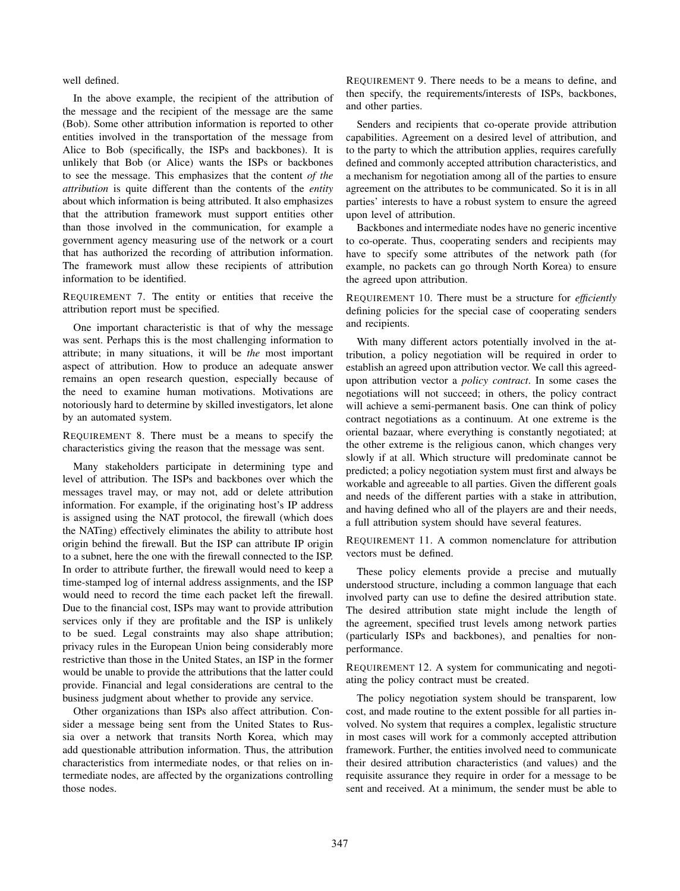well defined.

In the above example, the recipient of the attribution of the message and the recipient of the message are the same (Bob). Some other attribution information is reported to other entities involved in the transportation of the message from Alice to Bob (specifically, the ISPs and backbones). It is unlikely that Bob (or Alice) wants the ISPs or backbones to see the message. This emphasizes that the content *of the attribution* is quite different than the contents of the *entity* about which information is being attributed. It also emphasizes that the attribution framework must support entities other than those involved in the communication, for example a government agency measuring use of the network or a court that has authorized the recording of attribution information. The framework must allow these recipients of attribution information to be identified.

REQUIREMENT 7. The entity or entities that receive the attribution report must be specified.

One important characteristic is that of why the message was sent. Perhaps this is the most challenging information to attribute; in many situations, it will be *the* most important aspect of attribution. How to produce an adequate answer remains an open research question, especially because of the need to examine human motivations. Motivations are notoriously hard to determine by skilled investigators, let alone by an automated system.

REQUIREMENT 8. There must be a means to specify the characteristics giving the reason that the message was sent.

Many stakeholders participate in determining type and level of attribution. The ISPs and backbones over which the messages travel may, or may not, add or delete attribution information. For example, if the originating host's IP address is assigned using the NAT protocol, the firewall (which does the NATing) effectively eliminates the ability to attribute host origin behind the firewall. But the ISP can attribute IP origin to a subnet, here the one with the firewall connected to the ISP. In order to attribute further, the firewall would need to keep a time-stamped log of internal address assignments, and the ISP would need to record the time each packet left the firewall. Due to the financial cost, ISPs may want to provide attribution services only if they are profitable and the ISP is unlikely to be sued. Legal constraints may also shape attribution; privacy rules in the European Union being considerably more restrictive than those in the United States, an ISP in the former would be unable to provide the attributions that the latter could provide. Financial and legal considerations are central to the business judgment about whether to provide any service.

Other organizations than ISPs also affect attribution. Consider a message being sent from the United States to Russia over a network that transits North Korea, which may add questionable attribution information. Thus, the attribution characteristics from intermediate nodes, or that relies on intermediate nodes, are affected by the organizations controlling those nodes.

REQUIREMENT 9. There needs to be a means to define, and then specify, the requirements/interests of ISPs, backbones, and other parties.

Senders and recipients that co-operate provide attribution capabilities. Agreement on a desired level of attribution, and to the party to which the attribution applies, requires carefully defined and commonly accepted attribution characteristics, and a mechanism for negotiation among all of the parties to ensure agreement on the attributes to be communicated. So it is in all parties' interests to have a robust system to ensure the agreed upon level of attribution.

Backbones and intermediate nodes have no generic incentive to co-operate. Thus, cooperating senders and recipients may have to specify some attributes of the network path (for example, no packets can go through North Korea) to ensure the agreed upon attribution.

REQUIREMENT 10. There must be a structure for *efficiently* defining policies for the special case of cooperating senders and recipients.

With many different actors potentially involved in the attribution, a policy negotiation will be required in order to establish an agreed upon attribution vector. We call this agreed-upon attribution vector a *policy contract*. In some cases the negotiations will not succeed; in others, the policy contract will achieve a semi-permanent basis. One can think of policy contract negotiations as a continuum. At one extreme is the oriental bazaar, where everything is constantly negotiated; at the other extreme is the religious canon, which changes very slowly if at all. Which structure will predominate cannot be predicted; a policy negotiation system must first and always be workable and agreeable to all parties. Given the different goals and needs of the different parties with a stake in attribution, and having defined who all of the players are and their needs, a full attribution system should have several features.

REQUIREMENT 11. A common nomenclature for attribution vectors must be defined.

These policy elements provide a precise and mutually understood structure, including a common language that each involved party can use to define the desired attribution state. The desired attribution state might include the length of the agreement, specified trust levels among network parties (particularly ISPs and backbones), and penalties for non-performance.

REQUIREMENT 12. A system for communicating and negotiating the policy contract must be created.

The policy negotiation system should be transparent, low cost, and made routine to the extent possible for all parties involved. No system that requires a complex, legalistic structure in most cases will work for a commonly accepted attribution framework. Further, the entities involved need to communicate their desired attribution characteristics (and values) and the requisite assurance they require in order for a message to be sent and received. At a minimum, the sender must be able to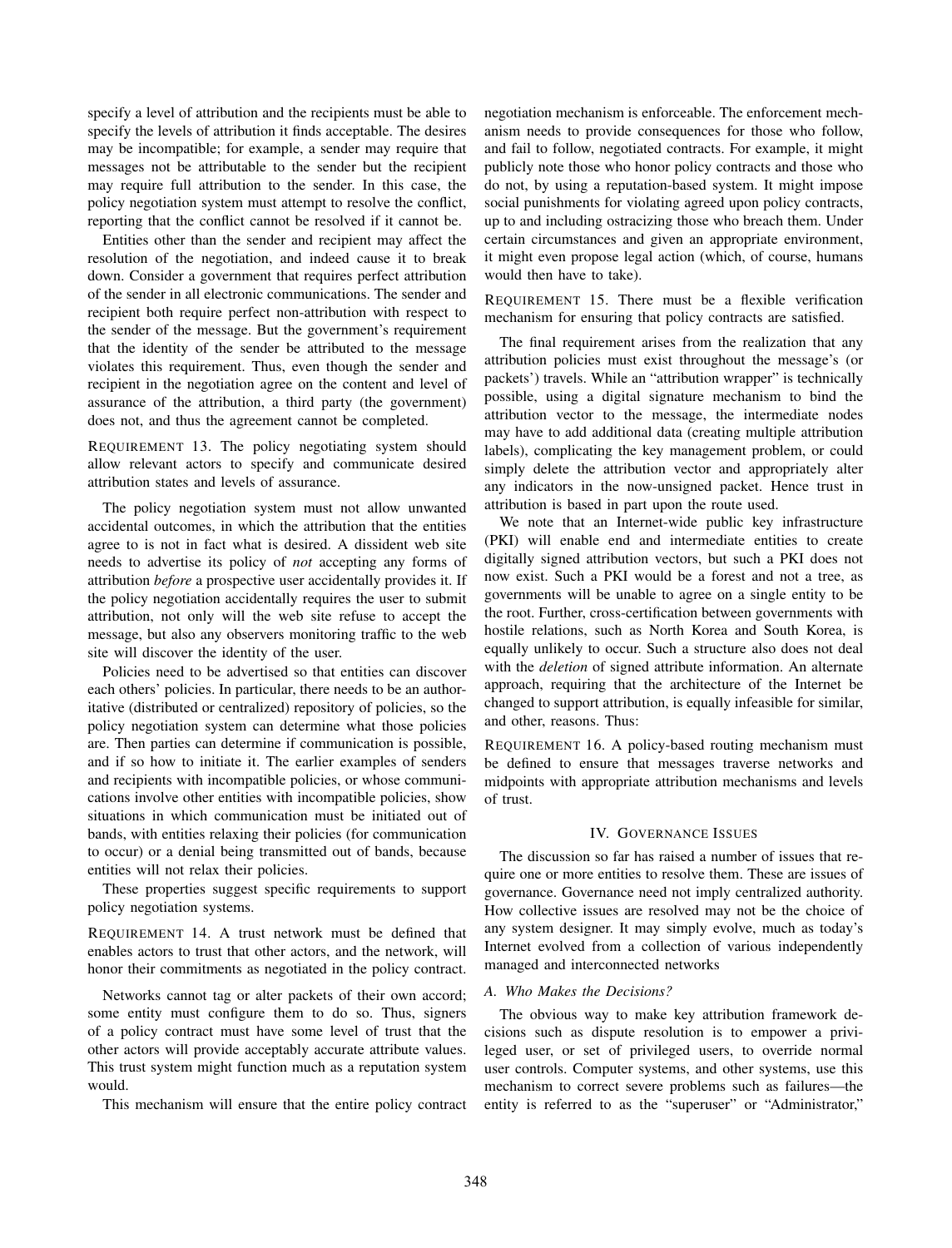specify a level of attribution and the recipients must be able to specify the levels of attribution it finds acceptable. The desires may be incompatible; for example, a sender may require that messages not be attributable to the sender but the recipient may require full attribution to the sender. In this case, the policy negotiation system must attempt to resolve the conflict, reporting that the conflict cannot be resolved if it cannot be.

Entities other than the sender and recipient may affect the resolution of the negotiation, and indeed cause it to break down. Consider a government that requires perfect attribution of the sender in all electronic communications. The sender and recipient both require perfect non-attribution with respect to the sender of the message. But the government's requirement that the identity of the sender be attributed to the message violates this requirement. Thus, even though the sender and recipient in the negotiation agree on the content and level of assurance of the attribution, a third party (the government) does not, and thus the agreement cannot be completed.

REQUIREMENT 13. The policy negotiating system should allow relevant actors to specify and communicate desired attribution states and levels of assurance.

The policy negotiation system must not allow unwanted accidental outcomes, in which the attribution that the entities agree to is not in fact what is desired. A dissident web site needs to advertise its policy of *not* accepting any forms of attribution *before* a prospective user accidentally provides it. If the policy negotiation accidentally requires the user to submit attribution, not only will the web site refuse to accept the message, but also any observers monitoring traffic to the web site will discover the identity of the user.

Policies need to be advertised so that entities can discover each others' policies. In particular, there needs to be an authoritative (distributed or centralized) repository of policies, so the policy negotiation system can determine what those policies are. Then parties can determine if communication is possible, and if so how to initiate it. The earlier examples of senders and recipients with incompatible policies, or whose communications involve other entities with incompatible policies, show situations in which communication must be initiated out of bands, with entities relaxing their policies (for communication to occur) or a denial being transmitted out of bands, because entities will not relax their policies.

These properties suggest specific requirements to support policy negotiation systems.

REQUIREMENT 14. A trust network must be defined that enables actors to trust that other actors, and the network, will honor their commitments as negotiated in the policy contract.

Networks cannot tag or alter packets of their own accord; some entity must configure them to do so. Thus, signers of a policy contract must have some level of trust that the other actors will provide acceptably accurate attribute values. This trust system might function much as a reputation system would.

This mechanism will ensure that the entire policy contract negotiation mechanism is enforceable. The enforcement mechanism needs to provide consequences for those who follow, and fail to follow, negotiated contracts. For example, it might publicly note those who honor policy contracts and those who do not, by using a reputation-based system. It might impose social punishments for violating agreed upon policy contracts, up to and including ostracizing those who breach them. Under certain circumstances and given an appropriate environment, it might even propose legal action (which, of course, humans would then have to take).

REQUIREMENT 15. There must be a flexible verification mechanism for ensuring that policy contracts are satisfied.

The final requirement arises from the realization that any attribution policies must exist throughout the message's (or packets') travels. While an "attribution wrapper" is technically possible, using a digital signature mechanism to bind the attribution vector to the message, the intermediate nodes may have to add additional data (creating multiple attribution labels), complicating the key management problem, or could simply delete the attribution vector and appropriately alter any indicators in the now-unsigned packet. Hence trust in attribution is based in part upon the route used.

We note that an Internet-wide public key infrastructure (PKI) will enable end and intermediate entities to create digitally signed attribution vectors, but such a PKI does not now exist. Such a PKI would be a forest and not a tree, as governments will be unable to agree on a single entity to be the root. Further, cross-certification between governments with hostile relations, such as North Korea and South Korea, is equally unlikely to occur. Such a structure also does not deal with the *deletion* of signed attribute information. An alternate approach, requiring that the architecture of the Internet be changed to support attribution, is equally infeasible for similar, and other, reasons. Thus:

REQUIREMENT 16. A policy-based routing mechanism must be defined to ensure that messages traverse networks and midpoints with appropriate attribution mechanisms and levels of trust.

## IV. GOVERNANCE ISSUES

The discussion so far has raised a number of issues that require one or more entities to resolve them. These are issues of governance. Governance need not imply centralized authority. How collective issues are resolved may not be the choice of any system designer. It may simply evolve, much as today's Internet evolved from a collection of various independently managed and interconnected networks

### A. Who Makes the Decisions?

The obvious way to make key attribution framework decisions such as dispute resolution is to empower a privileged user, or set of privileged users, to override normal user controls. Computer systems, and other systems, use this mechanism to correct severe problems such as failures—the entity is referred to as the "superuser" or "Administrator,"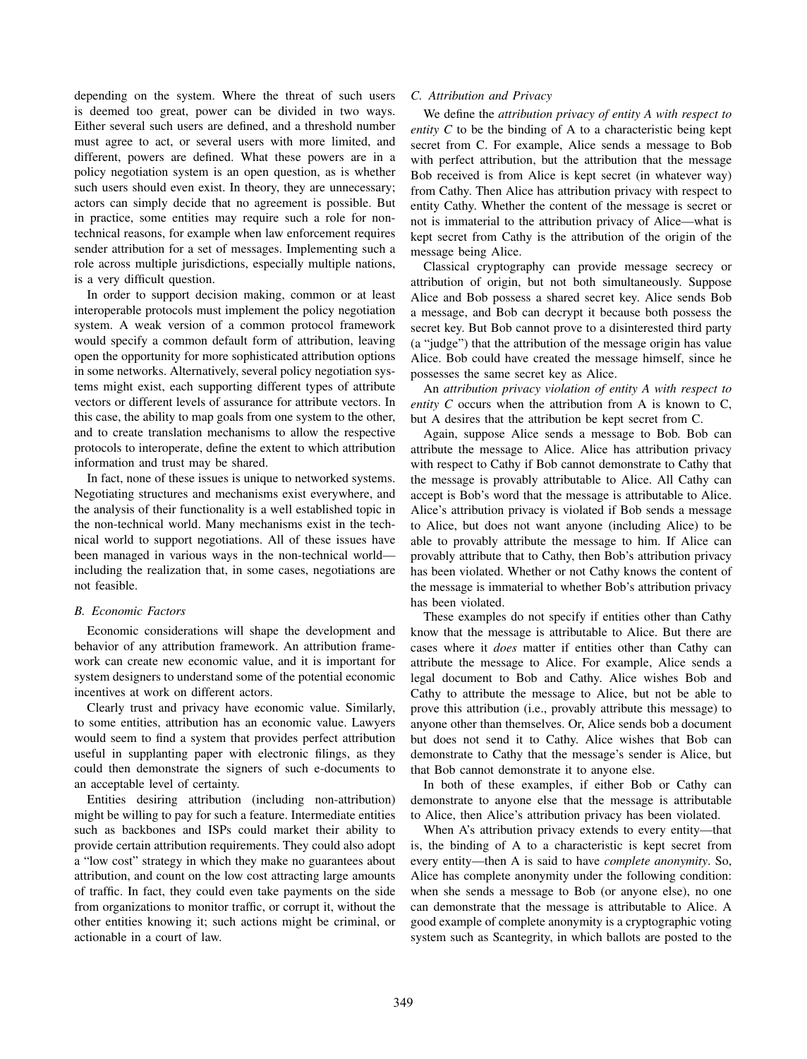depending on the system. Where the threat of such users is deemed too great, power can be divided in two ways. Either several such users are defined, and a threshold number must agree to act, or several users with more limited, and different, powers are defined. What these powers are in a policy negotiation system is an open question, as is whether such users should even exist. In theory, they are unnecessary; actors can simply decide that no agreement is possible. But in practice, some entities may require such a role for non-technical reasons, for example when law enforcement requires sender attribution for a set of messages. Implementing such a role across multiple jurisdictions, especially multiple nations, is a very difficult question.

In order to support decision making, common or at least interoperable protocols must implement the policy negotiation system. A weak version of a common protocol framework would specify a common default form of attribution, leaving open the opportunity for more sophisticated attribution options in some networks. Alternatively, several policy negotiation systems might exist, each supporting different types of attribute vectors or different levels of assurance for attribute vectors. In this case, the ability to map goals from one system to the other, and to create translation mechanisms to allow the respective protocols to interoperate, define the extent to which attribution information and trust may be shared.

In fact, none of these issues is unique to networked systems. Negotiating structures and mechanisms exist everywhere, and the analysis of their functionality is a well established topic in the non-technical world. Many mechanisms exist in the technical world to support negotiations. All of these issues have been managed in various ways in the non-technical world—including the realization that, in some cases, negotiations are not feasible.

### *B. Economic Factors*

Economic considerations will shape the development and behavior of any attribution framework. An attribution framework can create new economic value, and it is important for system designers to understand some of the potential economic incentives at work on different actors.

Clearly trust and privacy have economic value. Similarly, to some entities, attribution has an economic value. Lawyers would seem to find a system that provides perfect attribution useful in supplanting paper with electronic filings, as they could then demonstrate the signers of such e-documents to an acceptable level of certainty.

Entities desiring attribution (including non-attribution) might be willing to pay for such a feature. Intermediate entities such as backbones and ISPs could market their ability to provide certain attribution requirements. They could also adopt a "low cost" strategy in which they make no guarantees about attribution, and count on the low cost attracting large amounts of traffic. In fact, they could even take payments on the side from organizations to monitor traffic, or corrupt it, without the other entities knowing it; such actions might be criminal, or actionable in a court of law.

### *C. Attribution and Privacy*

We define the *attribution privacy of entity A with respect to entity C* to be the binding of A to a characteristic being kept secret from C. For example, Alice sends a message to Bob with perfect attribution, but the attribution that the message Bob received is from Alice is kept secret (in whatever way) from Cathy. Then Alice has attribution privacy with respect to entity Cathy. Whether the content of the message is secret or not is immaterial to the attribution privacy of Alice—what is kept secret from Cathy is the attribution of the origin of the message being Alice.

Classical cryptography can provide message secrecy or attribution of origin, but not both simultaneously. Suppose Alice and Bob possess a shared secret key. Alice sends Bob a message, and Bob can decrypt it because both possess the secret key. But Bob cannot prove to a disinterested third party (a "judge") that the attribution of the message origin has value Alice. Bob could have created the message himself, since he possesses the same secret key as Alice.

An *attribution privacy violation of entity A with respect to entity C* occurs when the attribution from A is known to C, but A desires that the attribution be kept secret from C.

Again, suppose Alice sends a message to Bob. Bob can attribute the message to Alice. Alice has attribution privacy with respect to Cathy if Bob cannot demonstrate to Cathy that the message is provably attributable to Alice. All Cathy can accept is Bob's word that the message is attributable to Alice. Alice's attribution privacy is violated if Bob sends a message to Alice, but does not want anyone (including Alice) to be able to provably attribute the message to him. If Alice can provably attribute that to Cathy, then Bob's attribution privacy has been violated. Whether or not Cathy knows the content of the message is immaterial to whether Bob's attribution privacy has been violated.

These examples do not specify if entities other than Cathy know that the message is attributable to Alice. But there are cases where it *does* matter if entities other than Cathy can attribute the message to Alice. For example, Alice sends a legal document to Bob and Cathy. Alice wishes Bob and Cathy to attribute the message to Alice, but not be able to prove this attribution (i.e., provably attribute this message) to anyone other than themselves. Or, Alice sends bob a document but does not send it to Cathy. Alice wishes that Bob can demonstrate to Cathy that the message's sender is Alice, but that Bob cannot demonstrate it to anyone else.

In both of these examples, if either Bob or Cathy can demonstrate to anyone else that the message is attributable to Alice, then Alice's attribution privacy has been violated.

When A's attribution privacy extends to every entity—that is, the binding of A to a characteristic is kept secret from every entity—then A is said to have *complete anonymity*. So, Alice has complete anonymity under the following condition: when she sends a message to Bob (or anyone else), no one can demonstrate that the message is attributable to Alice. A good example of complete anonymity is a cryptographic voting system such as Scantegrity, in which ballots are posted to the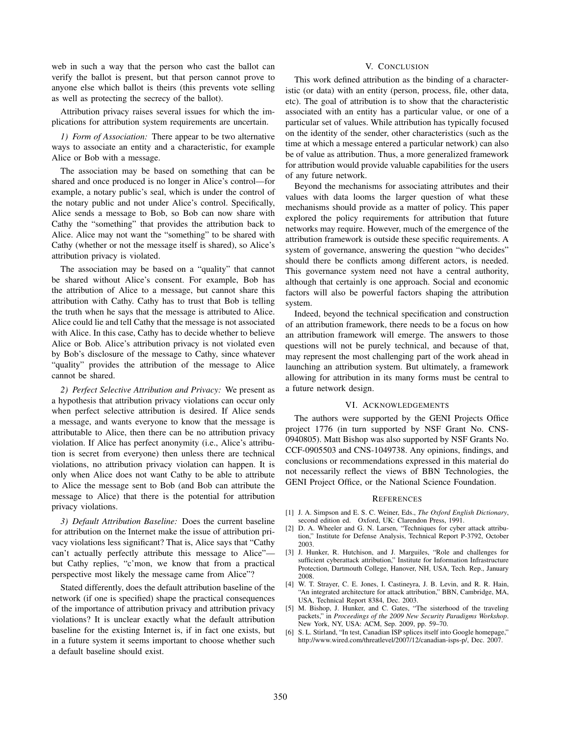web in such a way that the person who cast the ballot can verify the ballot is present, but that person cannot prove to anyone else which ballot is theirs (this prevents vote selling as well as protecting the secrecy of the ballot).

Attribution privacy raises several issues for which the implications for attribution system requirements are uncertain.

*1) Form of Association:* There appear to be two alternative ways to associate an entity and a characteristic, for example Alice or Bob with a message.

The association may be based on something that can be shared and once produced is no longer in Alice's control—for example, a notary public's seal, which is under the control of the notary public and not under Alice's control. Specifically, Alice sends a message to Bob, so Bob can now share with Cathy the "something" that provides the attribution back to Alice. Alice may not want the "something" to be shared with Cathy (whether or not the message itself is shared), so Alice's attribution privacy is violated.

The association may be based on a "quality" that cannot be shared without Alice's consent. For example, Bob has the attribution of Alice to a message, but cannot share this attribution with Cathy. Cathy has to trust that Bob is telling the truth when he says that the message is attributed to Alice. Alice could lie and tell Cathy that the message is not associated with Alice. In this case, Cathy has to decide whether to believe Alice or Bob. Alice's attribution privacy is not violated even by Bob's disclosure of the message to Cathy, since whatever "quality" provides the attribution of the message to Alice cannot be shared.

*2) Perfect Selective Attribution and Privacy:* We present as a hypothesis that attribution privacy violations can occur only when perfect selective attribution is desired. If Alice sends a message, and wants everyone to know that the message is attributable to Alice, then there can be no attribution privacy violation. If Alice has perfect anonymity (i.e., Alice's attribution is secret from everyone) then unless there are technical violations, no attribution privacy violation can happen. It is only when Alice does not want Cathy to be able to attribute to Alice the message sent to Bob (and Bob can attribute the message to Alice) that there is the potential for attribution privacy violations.

*3) Default Attribution Baseline:* Does the current baseline for attribution on the Internet make the issue of attribution privacy violations less significant? That is, Alice says that "Cathy can't actually perfectly attribute this message to Alice"—but Cathy replies, "c'mon, we know that from a practical perspective most likely the message came from Alice"?

Stated differently, does the default attribution baseline of the network (if one is specified) shape the practical consequences of the importance of attribution privacy and attribution privacy violations? It is unclear exactly what the default attribution baseline for the existing Internet is, if in fact one exists, but in a future system it seems important to choose whether such a default baseline should exist.

## V. Conclusion

This work defined attribution as the binding of a characteristic (or data) with an entity (person, process, file, other data, etc). The goal of attribution is to show that the characteristic associated with an entity has a particular value, or one of a particular set of values. While attribution has typically focused on the identity of the sender, other characteristics (such as the time at which a message entered a particular network) can also be of value as attribution. Thus, a more generalized framework for attribution would provide valuable capabilities for the users of any future network.

Beyond the mechanisms for associating attributes and their values with data looms the larger question of what these mechanisms should provide as a matter of policy. This paper explored the policy requirements for attribution that future networks may require. However, much of the emergence of the attribution framework is outside these specific requirements. A system of governance, answering the question "who decides" should there be conflicts among different actors, is needed. This governance system need not have a central authority, although that certainly is one approach. Social and economic factors will also be powerful factors shaping the attribution system.

Indeed, beyond the technical specification and construction of an attribution framework, there needs to be a focus on how an attribution framework will emerge. The answers to those questions will not be purely technical, and because of that, may represent the most challenging part of the work ahead in launching an attribution system. But ultimately, a framework allowing for attribution in its many forms must be central to a future network design.

## VI. Acknowledgements

The authors were supported by the GENI Projects Office project 1776 (in turn supported by NSF Grant No. CNS-0940805). Matt Bishop was also supported by NSF Grants No. CCF-0905503 and CNS-1049738. Any opinions, findings, and conclusions or recommendations expressed in this material do not necessarily reflect the views of BBN Technologies, the GENI Project Office, or the National Science Foundation.

## References

[1] J. A. Simpson and E. S. C. Weiner, Eds., *The Oxford English Dictionary*, second edition ed. Oxford, UK: Clarendon Press, 1991.

[2] D. A. Wheeler and G. N. Larsen, "Techniques for cyber attack attribution," Institute for Defense Analysis, Technical Report P-3792, October 2003.

[3] J. Hunker, R. Hutchison, and J. Marguiles, "Role and challenges for sufficient cyberattack attribution," Institute for Information Infrastructure Protection, Dartmouth College, Hanover, NH, USA, Tech. Rep., January 2008.

[4] W. T. Strayer, C. E. Jones, I. Castineyra, J. B. Levin, and R. R. Hain, "An integrated architecture for attack attribution," BBN, Cambridge, MA, USA, Technical Report 8384, Dec. 2003.

[5] M. Bishop, J. Hunker, and C. Gates, "The sisterhood of the traveling packets," in *Proceedings of the 2009 New Security Paradigms Workshop*. New York, NY, USA: ACM, Sep. 2009, pp. 59–70.

[6] S. L. Stirland, "In test, Canadian ISP splices itself into Google homepage," http://www.wired.com/threatlevel/2007/12/canadian-isps-p/, Dec. 2007.